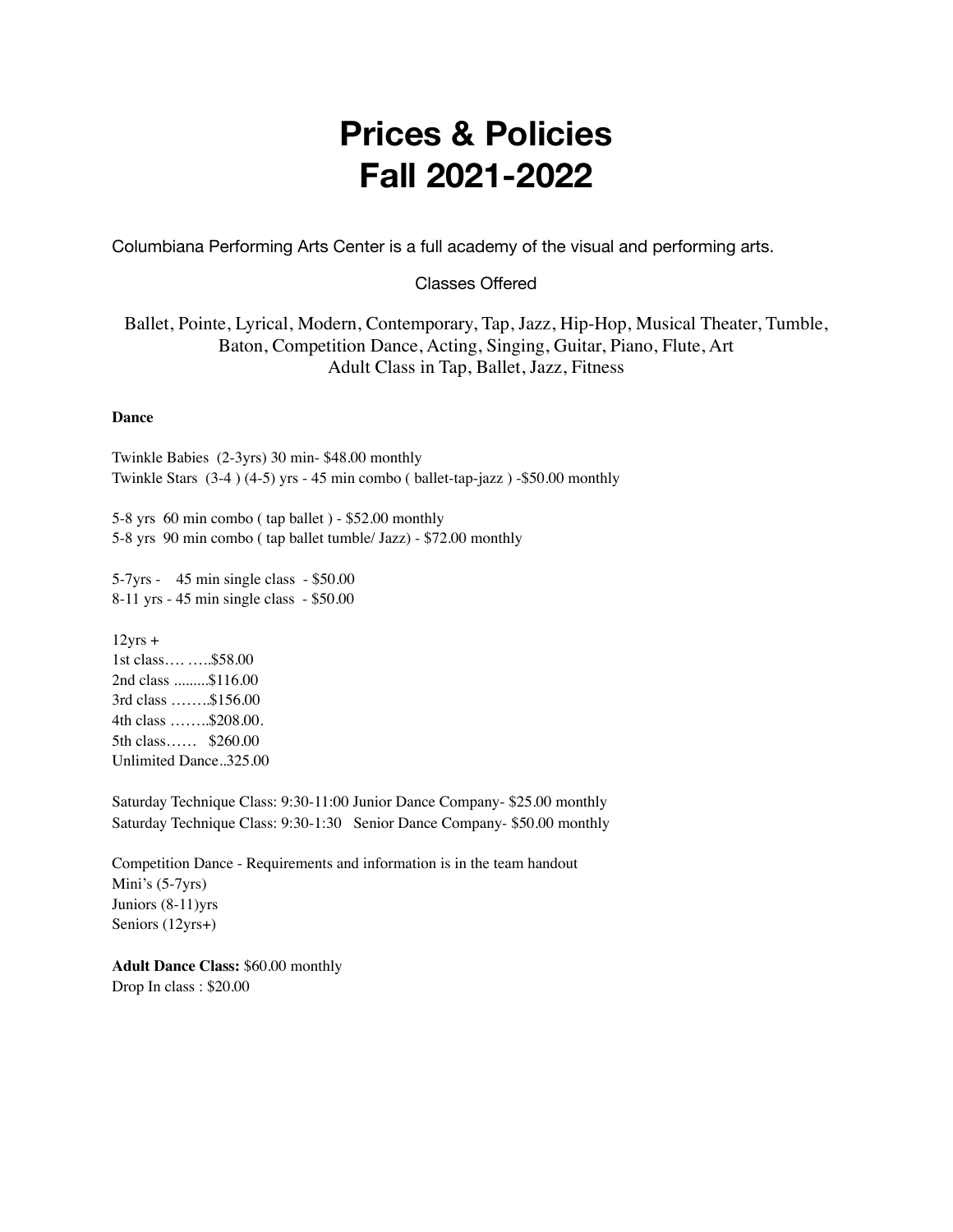# Prices & Policies
# Fall 2021-2022

Columbiana Performing Arts Center is a full academy of the visual and performing arts.

Classes Offered

Ballet, Pointe, Lyrical, Modern, Contemporary, Tap, Jazz, Hip-Hop, Musical Theater, Tumble, Baton, Competition Dance, Acting, Singing, Guitar, Piano, Flute, Art
Adult Class in Tap, Ballet, Jazz, Fitness

**Dance**

Twinkle Babies (2-3yrs) 30 min- $48.00 monthly
Twinkle Stars (3-4 ) (4-5) yrs - 45 min combo ( ballet-tap-jazz ) -$50.00 monthly

5-8 yrs 60 min combo ( tap ballet ) - $52.00 monthly
5-8 yrs 90 min combo ( tap ballet tumble/ Jazz) - $72.00 monthly

5-7yrs - 45 min single class - $50.00
8-11 yrs - 45 min single class - $50.00

12yrs +
1st class…. …..$58.00
2nd class .........$116.00
3rd class ……..$156.00
4th class ……..$208.00.
5th class…… $260.00
Unlimited Dance..325.00

Saturday Technique Class: 9:30-11:00 Junior Dance Company- $25.00 monthly
Saturday Technique Class: 9:30-1:30 Senior Dance Company- $50.00 monthly

Competition Dance - Requirements and information is in the team handout
Mini's (5-7yrs)
Juniors (8-11)yrs
Seniors (12yrs+)

**Adult Dance Class:** $60.00 monthly
Drop In class : $20.00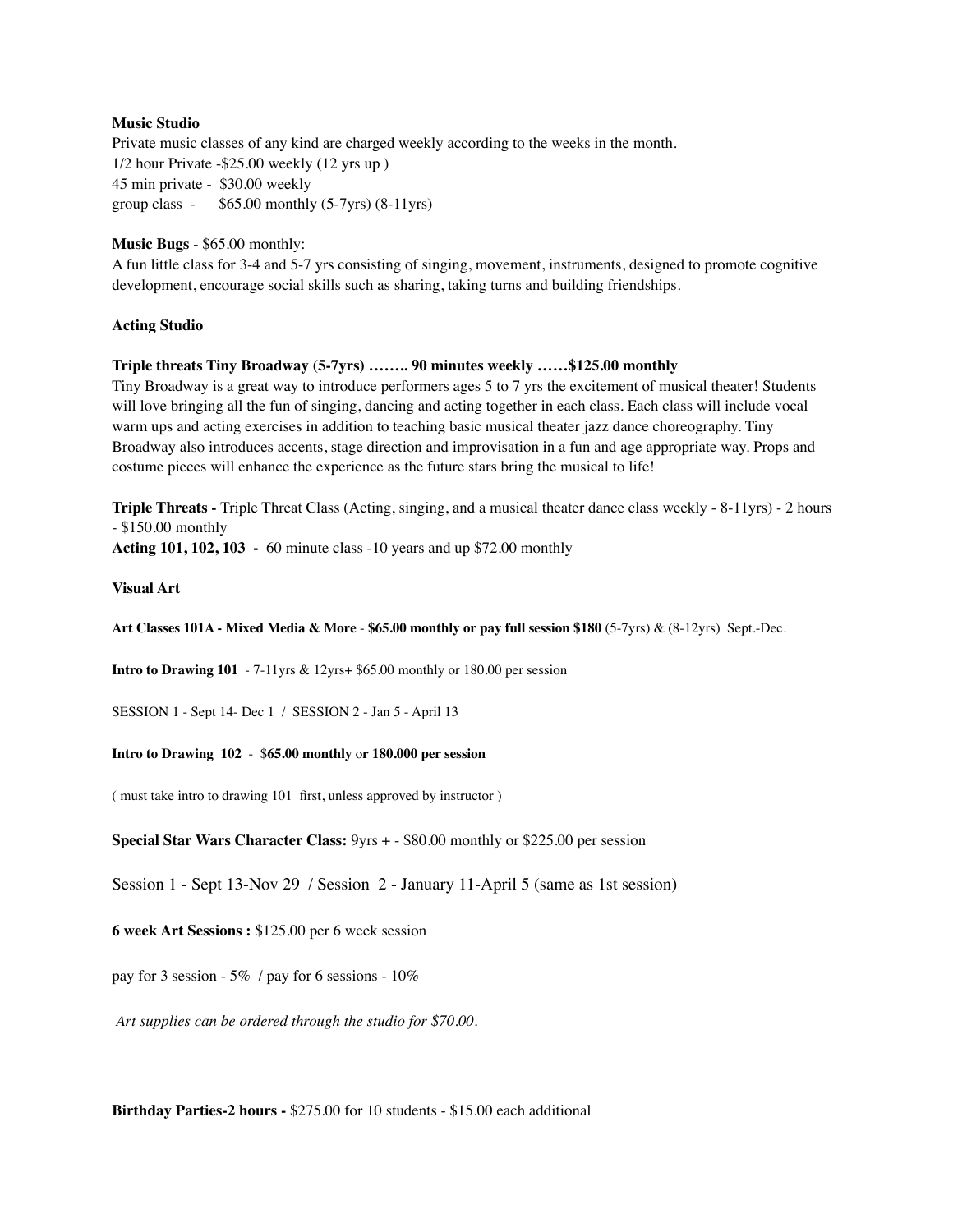**Music Studio**

Private music classes of any kind are charged weekly according to the weeks in the month.
1/2 hour Private -$25.00 weekly (12 yrs up )
45 min private - $30.00 weekly
group class - $65.00 monthly (5-7yrs) (8-11yrs)

**Music Bugs** - $65.00 monthly:
A fun little class for 3-4 and 5-7 yrs consisting of singing, movement, instruments, designed to promote cognitive development, encourage social skills such as sharing, taking turns and building friendships.

**Acting Studio**

**Triple threats Tiny Broadway (5-7yrs) …….. 90 minutes weekly ……$125.00 monthly**
Tiny Broadway is a great way to introduce performers ages 5 to 7 yrs the excitement of musical theater! Students will love bringing all the fun of singing, dancing and acting together in each class. Each class will include vocal warm ups and acting exercises in addition to teaching basic musical theater jazz dance choreography. Tiny Broadway also introduces accents, stage direction and improvisation in a fun and age appropriate way. Props and costume pieces will enhance the experience as the future stars bring the musical to life!

**Triple Threats -** Triple Threat Class (Acting, singing, and a musical theater dance class weekly - 8-11yrs) - 2 hours - $150.00 monthly
**Acting 101, 102, 103 -** 60 minute class -10 years and up $72.00 monthly

**Visual Art**

**Art Classes 101A - Mixed Media & More** - **$65.00 monthly or pay full session $180** (5-7yrs) & (8-12yrs) Sept.-Dec.

**Intro to Drawing 101** - 7-11yrs & 12yrs+ $65.00 monthly or 180.00 per session

SESSION 1 - Sept 14- Dec 1 / SESSION 2 - Jan 5 - April 13

**Intro to Drawing 102** - $**65.00 monthly** o**r 180.000 per session**

( must take intro to drawing 101 first, unless approved by instructor )

**Special Star Wars Character Class:** 9yrs + - $80.00 monthly or $225.00 per session

Session 1 - Sept 13-Nov 29 / Session 2 - January 11-April 5 (same as 1st session)

**6 week Art Sessions :** $125.00 per 6 week session

pay for 3 session - 5% / pay for 6 sessions - 10%

*Art supplies can be ordered through the studio for $70.00.*

**Birthday Parties-2 hours -** $275.00 for 10 students - $15.00 each additional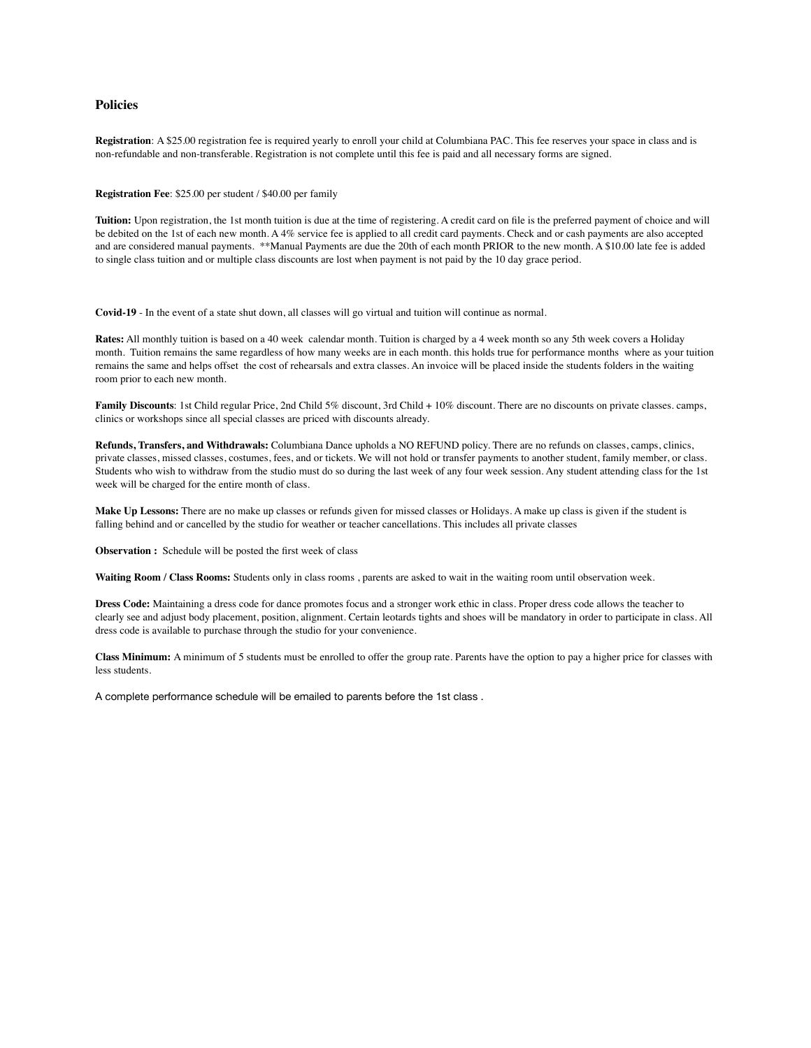## Policies

**Registration**: A $25.00 registration fee is required yearly to enroll your child at Columbiana PAC. This fee reserves your space in class and is non-refundable and non-transferable. Registration is not complete until this fee is paid and all necessary forms are signed.

**Registration Fee**: $25.00 per student / $40.00 per family

**Tuition:** Upon registration, the 1st month tuition is due at the time of registering. A credit card on file is the preferred payment of choice and will be debited on the 1st of each new month. A 4% service fee is applied to all credit card payments. Check and or cash payments are also accepted and are considered manual payments. **Manual Payments are due the 20th of each month PRIOR to the new month. A $10.00 late fee is added to single class tuition and or multiple class discounts are lost when payment is not paid by the 10 day grace period.

**Covid-19** - In the event of a state shut down, all classes will go virtual and tuition will continue as normal.

**Rates:** All monthly tuition is based on a 40 week calendar month. Tuition is charged by a 4 week month so any 5th week covers a Holiday month. Tuition remains the same regardless of how many weeks are in each month. this holds true for performance months where as your tuition remains the same and helps offset the cost of rehearsals and extra classes. An invoice will be placed inside the students folders in the waiting room prior to each new month.

**Family Discounts**: 1st Child regular Price, 2nd Child 5% discount, 3rd Child + 10% discount. There are no discounts on private classes. camps, clinics or workshops since all special classes are priced with discounts already.

**Refunds, Transfers, and Withdrawals:** Columbiana Dance upholds a NO REFUND policy. There are no refunds on classes, camps, clinics, private classes, missed classes, costumes, fees, and or tickets. We will not hold or transfer payments to another student, family member, or class. Students who wish to withdraw from the studio must do so during the last week of any four week session. Any student attending class for the 1st week will be charged for the entire month of class.

**Make Up Lessons:** There are no make up classes or refunds given for missed classes or Holidays. A make up class is given if the student is falling behind and or cancelled by the studio for weather or teacher cancellations. This includes all private classes

**Observation :** Schedule will be posted the first week of class

**Waiting Room / Class Rooms:** Students only in class rooms , parents are asked to wait in the waiting room until observation week.

**Dress Code:** Maintaining a dress code for dance promotes focus and a stronger work ethic in class. Proper dress code allows the teacher to clearly see and adjust body placement, position, alignment. Certain leotards tights and shoes will be mandatory in order to participate in class. All dress code is available to purchase through the studio for your convenience.

**Class Minimum:** A minimum of 5 students must be enrolled to offer the group rate. Parents have the option to pay a higher price for classes with less students.

A complete performance schedule will be emailed to parents before the 1st class .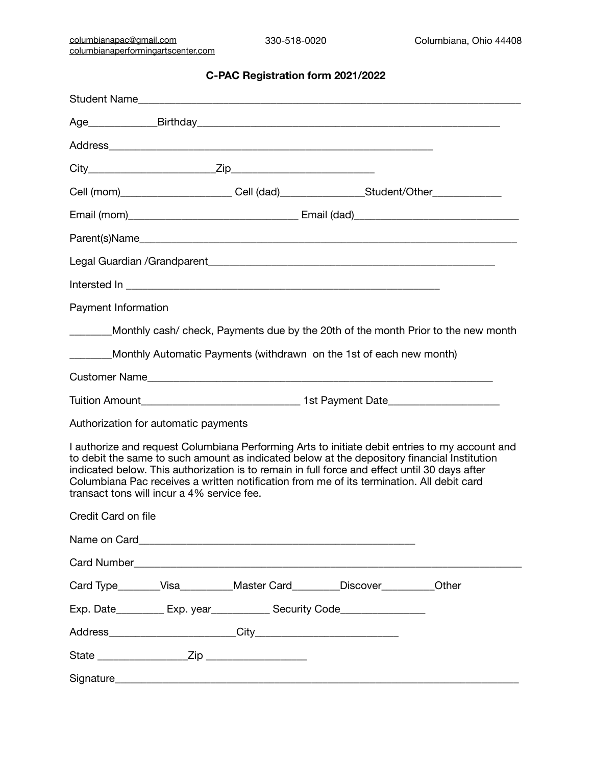columbianapac@gmail.com
columbianaperformingartscenter.com
330-518-0020
Columbiana, Ohio 44408

## C-PAC Registration form 2021/2022

Student Name_______________________________________________________________________

Age____________Birthday_______________________________________________________

Address______________________________________________________________

City_______________________Zip_________________________

Cell (mom)____________________ Cell (dad)_______________Student/Other____________

Email (mom)_______________________________ Email (dad)______________________________

Parent(s)Name_____________________________________________________________________

Legal Guardian /Grandparent_____________________________________________________

Intersted In _________________________________________________________

Payment Information

________Monthly cash/ check, Payments due by the 20th of the month Prior to the new month

________Monthly Automatic Payments (withdrawn on the 1st of each new month)

Customer Name_________________________________________________________________

Tuition Amount_____________________________ 1st Payment Date___________________

Authorization for automatic payments

I authorize and request Columbiana Performing Arts to initiate debit entries to my account and to debit the same to such amount as indicated below at the depository financial Institution indicated below. This authorization is to remain in full force and effect until 30 days after Columbiana Pac receives a written notification from me of its termination. All debit card transact tons will incur a 4% service fee.

Credit Card on file

Name on Card__________________________________________________

Card Number_______________________________________________________________________

Card Type________Visa__________Master Card_________Discover__________Other

Exp. Date_________ Exp. year__________ Security Code_______________

Address_______________________City__________________________

State ________________Zip __________________

Signature__________________________________________________________________________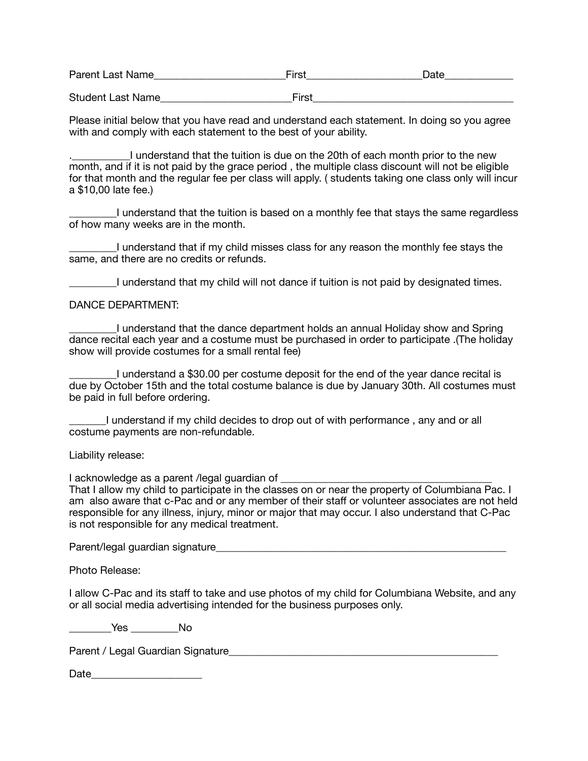Parent Last Name________________________First_____________________Date____________

Student Last Name________________________First_____________________________________

Please initial below that you have read and understand each statement. In doing so you agree with and comply with each statement to the best of your ability.

.__________I understand that the tuition is due on the 20th of each month prior to the new month, and if it is not paid by the grace period , the multiple class discount will not be eligible for that month and the regular fee per class will apply. ( students taking one class only will incur a $10,00 late fee.)

________I understand that the tuition is based on a monthly fee that stays the same regardless of how many weeks are in the month.

________I understand that if my child misses class for any reason the monthly fee stays the same, and there are no credits or refunds.

________I understand that my child will not dance if tuition is not paid by designated times.

DANCE DEPARTMENT:

________I understand that the dance department holds an annual Holiday show and Spring dance recital each year and a costume must be purchased in order to participate .(The holiday show will provide costumes for a small rental fee)

________I understand a $30.00 per costume deposit for the end of the year dance recital is due by October 15th and the total costume balance is due by January 30th. All costumes must be paid in full before ordering.

______I understand if my child decides to drop out of with performance , any and or all costume payments are non-refundable.

Liability release:

I acknowledge as a parent /legal guardian of _______________________________________
That I allow my child to participate in the classes on or near the property of Columbiana Pac. I am also aware that c-Pac and or any member of their staff or volunteer associates are not held responsible for any illness, injury, minor or major that may occur. I also understand that C-Pac is not responsible for any medical treatment.

Parent/legal guardian signature_____________________________________________________

Photo Release:

I allow C-Pac and its staff to take and use photos of my child for Columbiana Website, and any or all social media advertising intended for the business purposes only.

________Yes ________No

Parent / Legal Guardian Signature_________________________________________________

Date____________________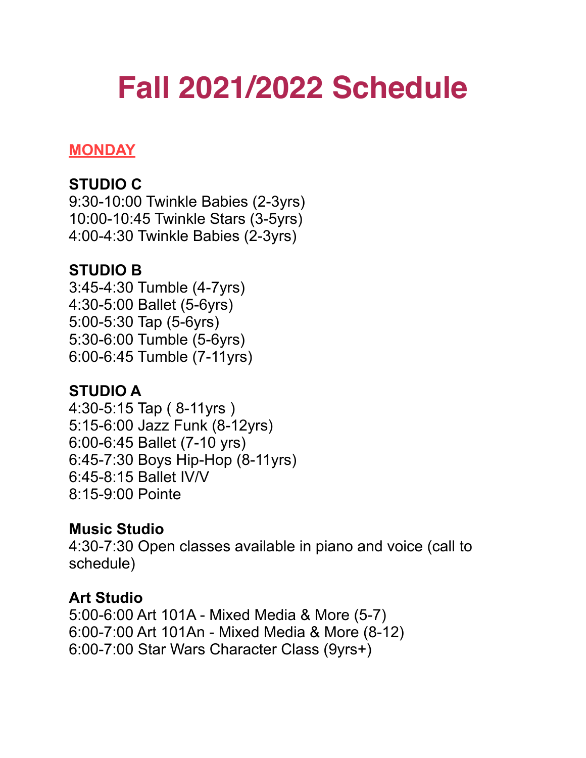# Fall 2021/2022 Schedule

## MONDAY

**STUDIO C**
9:30-10:00 Twinkle Babies (2-3yrs)
10:00-10:45 Twinkle Stars (3-5yrs)
4:00-4:30 Twinkle Babies (2-3yrs)

**STUDIO B**
3:45-4:30 Tumble (4-7yrs)
4:30-5:00 Ballet (5-6yrs)
5:00-5:30 Tap (5-6yrs)
5:30-6:00 Tumble (5-6yrs)
6:00-6:45 Tumble (7-11yrs)

**STUDIO A**
4:30-5:15 Tap ( 8-11yrs )
5:15-6:00 Jazz Funk (8-12yrs)
6:00-6:45 Ballet (7-10 yrs)
6:45-7:30 Boys Hip-Hop (8-11yrs)
6:45-8:15 Ballet IV/V
8:15-9:00 Pointe

**Music Studio**
4:30-7:30 Open classes available in piano and voice (call to schedule)

**Art Studio**
5:00-6:00 Art 101A - Mixed Media & More (5-7)
6:00-7:00 Art 101An - Mixed Media & More (8-12)
6:00-7:00 Star Wars Character Class (9yrs+)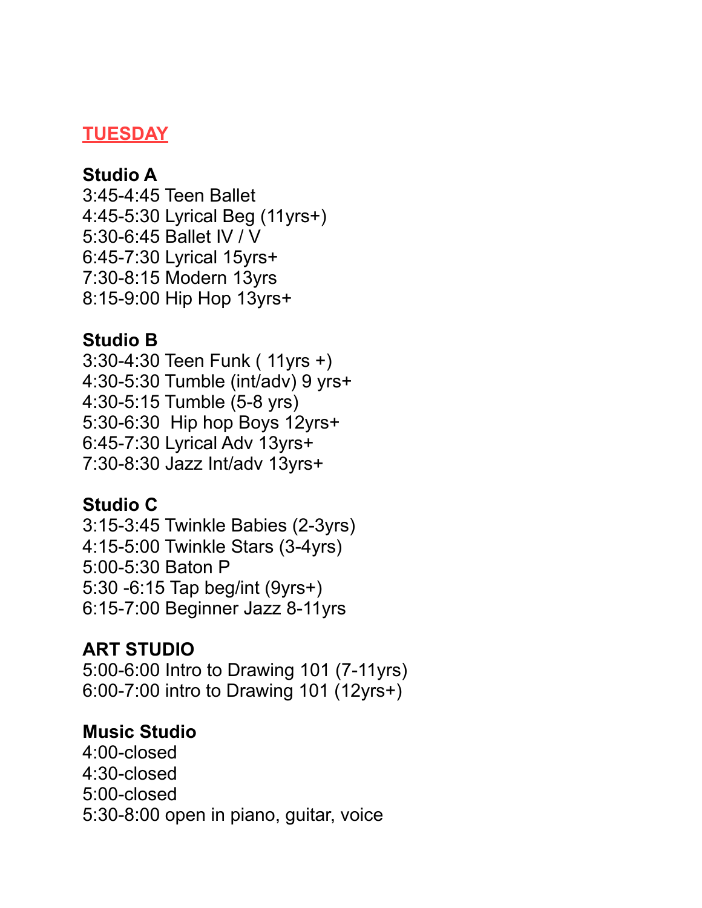## TUESDAY

**Studio A**
3:45-4:45 Teen Ballet
4:45-5:30 Lyrical Beg (11yrs+)
5:30-6:45 Ballet IV / V
6:45-7:30 Lyrical 15yrs+
7:30-8:15 Modern 13yrs
8:15-9:00 Hip Hop 13yrs+

**Studio B**
3:30-4:30 Teen Funk ( 11yrs +)
4:30-5:30 Tumble (int/adv) 9 yrs+
4:30-5:15 Tumble (5-8 yrs)
5:30-6:30 Hip hop Boys 12yrs+
6:45-7:30 Lyrical Adv 13yrs+
7:30-8:30 Jazz Int/adv 13yrs+

**Studio C**
3:15-3:45 Twinkle Babies (2-3yrs)
4:15-5:00 Twinkle Stars (3-4yrs)
5:00-5:30 Baton P
5:30 -6:15 Tap beg/int (9yrs+)
6:15-7:00 Beginner Jazz 8-11yrs

**ART STUDIO**
5:00-6:00 Intro to Drawing 101 (7-11yrs)
6:00-7:00 intro to Drawing 101 (12yrs+)

**Music Studio**
4:00-closed
4:30-closed
5:00-closed
5:30-8:00 open in piano, guitar, voice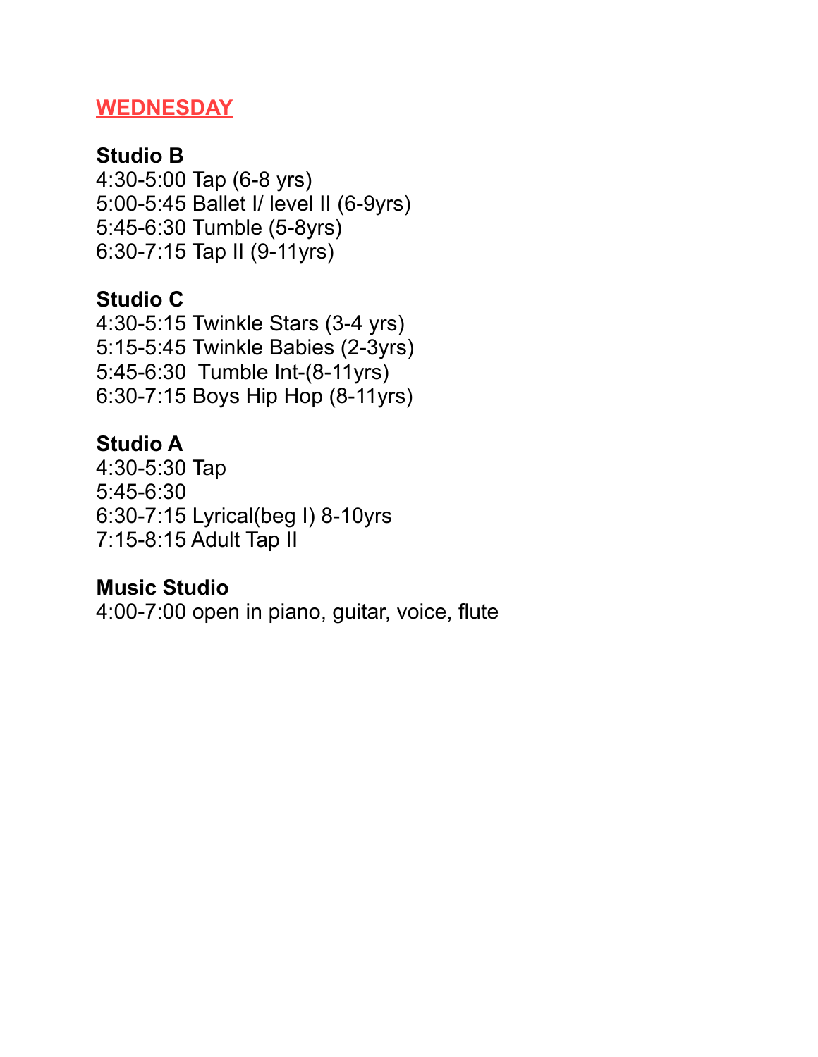## WEDNESDAY

**Studio B**
4:30-5:00 Tap (6-8 yrs)
5:00-5:45 Ballet I/ level II (6-9yrs)
5:45-6:30 Tumble (5-8yrs)
6:30-7:15 Tap II (9-11yrs)

**Studio C**
4:30-5:15 Twinkle Stars (3-4 yrs)
5:15-5:45 Twinkle Babies (2-3yrs)
5:45-6:30 Tumble Int-(8-11yrs)
6:30-7:15 Boys Hip Hop (8-11yrs)

**Studio A**
4:30-5:30 Tap
5:45-6:30
6:30-7:15 Lyrical(beg I) 8-10yrs
7:15-8:15 Adult Tap II

**Music Studio**
4:00-7:00 open in piano, guitar, voice, flute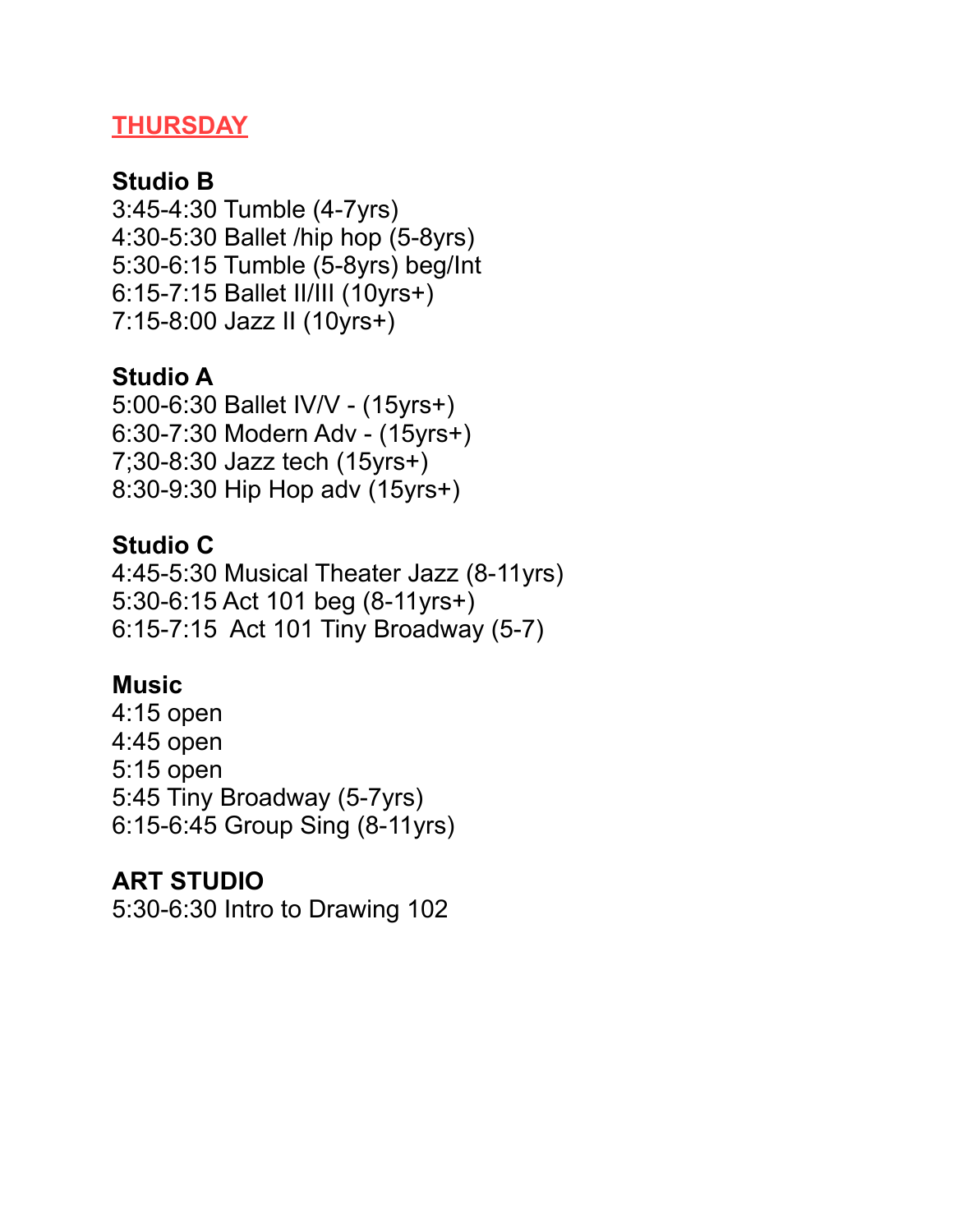## THURSDAY

**Studio B**
3:45-4:30 Tumble (4-7yrs)
4:30-5:30 Ballet /hip hop (5-8yrs)
5:30-6:15 Tumble (5-8yrs) beg/Int
6:15-7:15 Ballet II/III (10yrs+)
7:15-8:00 Jazz II (10yrs+)

**Studio A**
5:00-6:30 Ballet IV/V - (15yrs+)
6:30-7:30 Modern Adv - (15yrs+)
7;30-8:30 Jazz tech (15yrs+)
8:30-9:30 Hip Hop adv (15yrs+)

**Studio C**
4:45-5:30 Musical Theater Jazz (8-11yrs)
5:30-6:15 Act 101 beg (8-11yrs+)
6:15-7:15 Act 101 Tiny Broadway (5-7)

**Music**
4:15 open
4:45 open
5:15 open
5:45 Tiny Broadway (5-7yrs)
6:15-6:45 Group Sing (8-11yrs)

**ART STUDIO**
5:30-6:30 Intro to Drawing 102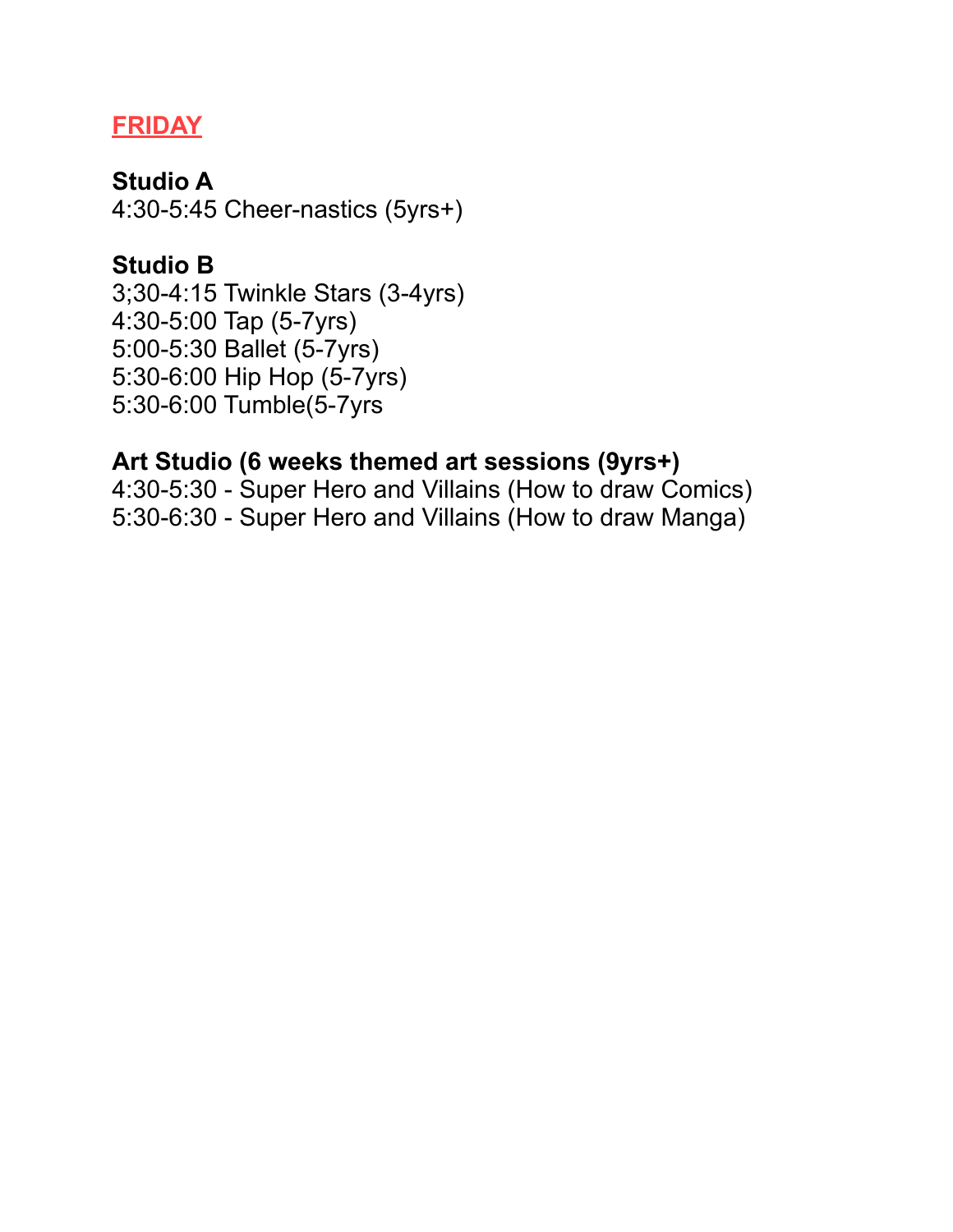## FRIDAY

**Studio A**
4:30-5:45 Cheer-nastics (5yrs+)

**Studio B**
3;30-4:15 Twinkle Stars (3-4yrs)
4:30-5:00 Tap (5-7yrs)
5:00-5:30 Ballet (5-7yrs)
5:30-6:00 Hip Hop (5-7yrs)
5:30-6:00 Tumble(5-7yrs

**Art Studio (6 weeks themed art sessions (9yrs+)**
4:30-5:30 - Super Hero and Villains (How to draw Comics)
5:30-6:30 - Super Hero and Villains (How to draw Manga)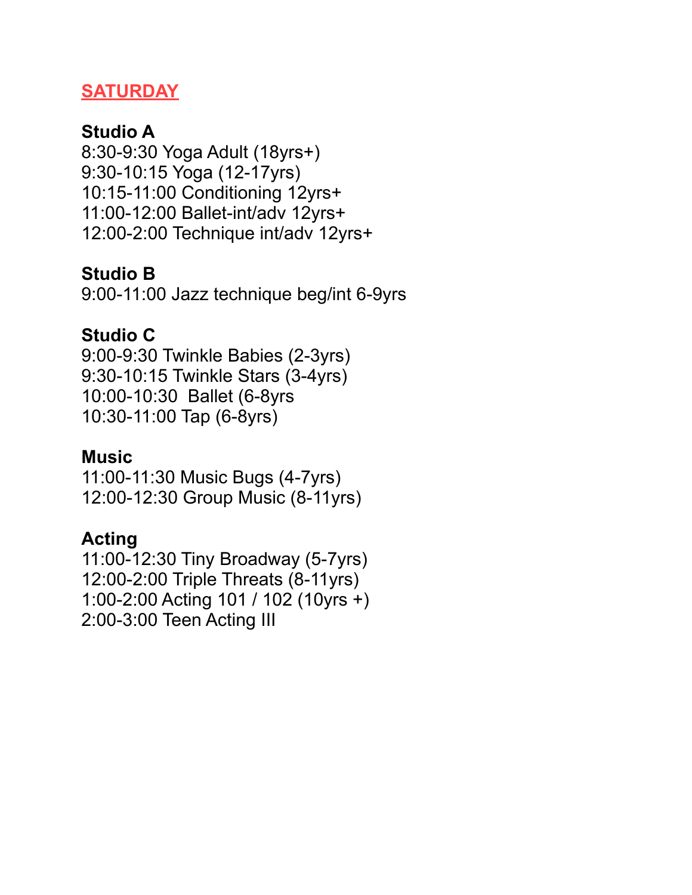## SATURDAY

**Studio A**
8:30-9:30 Yoga Adult (18yrs+)
9:30-10:15 Yoga (12-17yrs)
10:15-11:00 Conditioning 12yrs+
11:00-12:00 Ballet-int/adv 12yrs+
12:00-2:00 Technique int/adv 12yrs+

**Studio B**
9:00-11:00 Jazz technique beg/int 6-9yrs

**Studio C**
9:00-9:30 Twinkle Babies (2-3yrs)
9:30-10:15 Twinkle Stars (3-4yrs)
10:00-10:30 Ballet (6-8yrs
10:30-11:00 Tap (6-8yrs)

**Music**
11:00-11:30 Music Bugs (4-7yrs)
12:00-12:30 Group Music (8-11yrs)

**Acting**
11:00-12:30 Tiny Broadway (5-7yrs)
12:00-2:00 Triple Threats (8-11yrs)
1:00-2:00 Acting 101 / 102 (10yrs +)
2:00-3:00 Teen Acting III